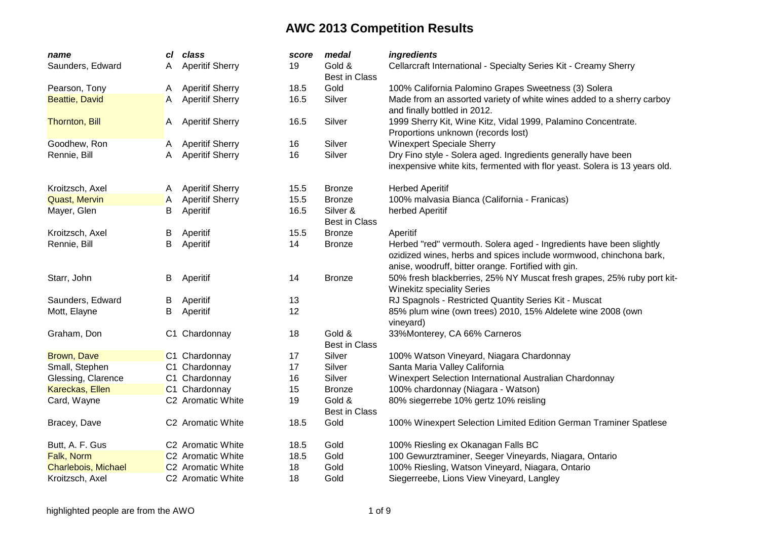# AWC 2013 Competition Results

| *name* | *cl* | *class* | *score* | *medal* | *ingredients* |
|---|---|---|---|---|---|
| Saunders, Edward | A | Aperitif Sherry | 19 | Gold & Best in Class | Cellarcraft International - Specialty Series Kit - Creamy Sherry |
| Pearson, Tony | A | Aperitif Sherry | 18.5 | Gold | 100% California Palomino Grapes Sweetness (3) Solera |
| Beattie, David | A | Aperitif Sherry | 16.5 | Silver | Made from an assorted variety of white wines added to a sherry carboy and finally bottled in 2012. |
| Thornton, Bill | A | Aperitif Sherry | 16.5 | Silver | 1999 Sherry Kit, Wine Kitz, Vidal 1999, Palamino Concentrate. Proportions unknown (records lost) |
| Goodhew, Ron | A | Aperitif Sherry | 16 | Silver | Winexpert Speciale Sherry |
| Rennie, Bill | A | Aperitif Sherry | 16 | Silver | Dry Fino style - Solera aged. Ingredients generally have been inexpensive white kits, fermented with flor yeast. Solera is 13 years old. |
| Kroitzsch, Axel | A | Aperitif Sherry | 15.5 | Bronze | Herbed Aperitif |
| Quast, Mervin | A | Aperitif Sherry | 15.5 | Bronze | 100% malvasia Bianca (California - Franicas) |
| Mayer, Glen | B | Aperitif | 16.5 | Silver & Best in Class | herbed Aperitif |
| Kroitzsch, Axel | B | Aperitif | 15.5 | Bronze | Aperitif |
| Rennie, Bill | B | Aperitif | 14 | Bronze | Herbed "red" vermouth. Solera aged - Ingredients have been slightly ozidized wines, herbs and spices include wormwood, chinchona bark, anise, woodruff, bitter orange. Fortified with gin. |
| Starr, John | B | Aperitif | 14 | Bronze | 50% fresh blackberries, 25% NY Muscat fresh grapes, 25% ruby port kit-Winekitz speciality Series |
| Saunders, Edward | B | Aperitif | 13 | | RJ Spagnols - Restricted Quantity Series Kit - Muscat |
| Mott, Elayne | B | Aperitif | 12 | | 85% plum wine (own trees) 2010, 15% Aldelete wine 2008 (own vineyard) |
| Graham, Don | C1 | Chardonnay | 18 | Gold & Best in Class | 33%Monterey, CA 66% Carneros |
| Brown, Dave | C1 | Chardonnay | 17 | Silver | 100% Watson Vineyard, Niagara Chardonnay |
| Small, Stephen | C1 | Chardonnay | 17 | Silver | Santa Maria Valley California |
| Glessing, Clarence | C1 | Chardonnay | 16 | Silver | Winexpert Selection International Australian Chardonnay |
| Kareckas, Ellen | C1 | Chardonnay | 15 | Bronze | 100% chardonnay (Niagara - Watson) |
| Card, Wayne | C2 | Aromatic White | 19 | Gold & Best in Class | 80% siegerrebe 10% gertz 10% reisling |
| Bracey, Dave | C2 | Aromatic White | 18.5 | Gold | 100% Winexpert Selection Limited Edition German Traminer Spatlese |
| Butt, A. F. Gus | C2 | Aromatic White | 18.5 | Gold | 100% Riesling ex Okanagan Falls BC |
| Falk, Norm | C2 | Aromatic White | 18.5 | Gold | 100 Gewurztraminer, Seeger Vineyards, Niagara, Ontario |
| Charlebois, Michael | C2 | Aromatic White | 18 | Gold | 100% Riesling, Watson Vineyard, Niagara, Ontario |
| Kroitzsch, Axel | C2 | Aromatic White | 18 | Gold | Siegerreebe, Lions View Vineyard, Langley |

highlighted people are from the AWO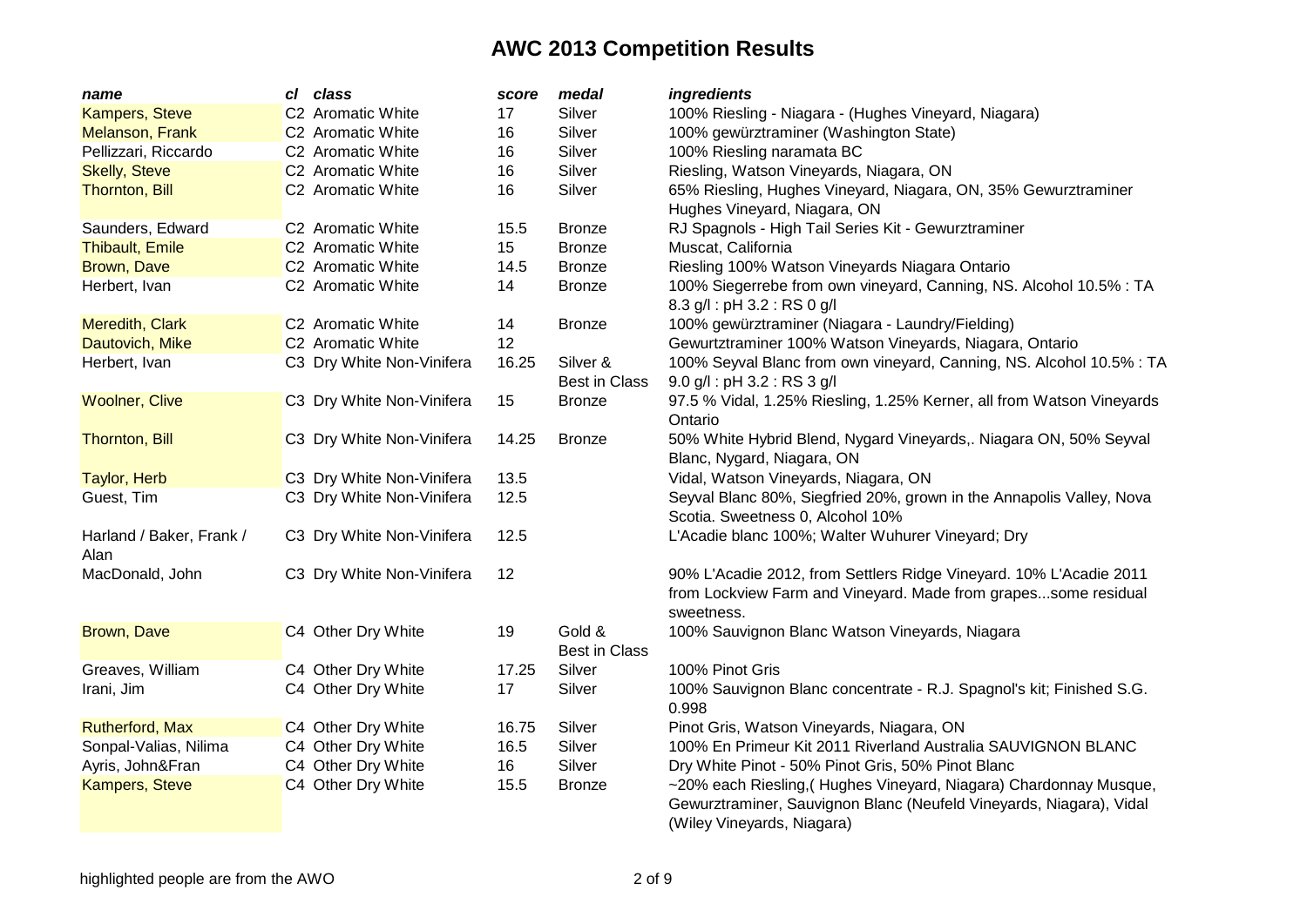# AWC 2013 Competition Results

| *name* | *cl* | *class* | *score* | *medal* | *ingredients* |
|---|---|---|---|---|---|
| Kampers, Steve | C2 | Aromatic White | 17 | Silver | 100% Riesling - Niagara - (Hughes Vineyard, Niagara) |
| Melanson, Frank | C2 | Aromatic White | 16 | Silver | 100% gewürztraminer (Washington State) |
| Pellizzari, Riccardo | C2 | Aromatic White | 16 | Silver | 100% Riesling naramata BC |
| Skelly, Steve | C2 | Aromatic White | 16 | Silver | Riesling, Watson Vineyards, Niagara, ON |
| Thornton, Bill | C2 | Aromatic White | 16 | Silver | 65% Riesling, Hughes Vineyard, Niagara, ON, 35% Gewurztraminer Hughes Vineyard, Niagara, ON |
| Saunders, Edward | C2 | Aromatic White | 15.5 | Bronze | RJ Spagnols - High Tail Series Kit - Gewurztraminer |
| Thibault, Emile | C2 | Aromatic White | 15 | Bronze | Muscat, California |
| Brown, Dave | C2 | Aromatic White | 14.5 | Bronze | Riesling 100% Watson Vineyards Niagara Ontario |
| Herbert, Ivan | C2 | Aromatic White | 14 | Bronze | 100% Siegerrebe from own vineyard, Canning, NS. Alcohol 10.5% : TA 8.3 g/l : pH 3.2 : RS 0 g/l |
| Meredith, Clark | C2 | Aromatic White | 14 | Bronze | 100% gewürztraminer (Niagara - Laundry/Fielding) |
| Dautovich, Mike | C2 | Aromatic White | 12 | | Gewurtztraminer 100% Watson Vineyards, Niagara, Ontario |
| Herbert, Ivan | C3 | Dry White Non-Vinifera | 16.25 | Silver & Best in Class | 100% Seyval Blanc from own vineyard, Canning, NS. Alcohol 10.5% : TA 9.0 g/l : pH 3.2 : RS 3 g/l |
| Woolner, Clive | C3 | Dry White Non-Vinifera | 15 | Bronze | 97.5 % Vidal, 1.25% Riesling, 1.25% Kerner, all from Watson Vineyards Ontario |
| Thornton, Bill | C3 | Dry White Non-Vinifera | 14.25 | Bronze | 50% White Hybrid Blend, Nygard Vineyards,. Niagara ON, 50% Seyval Blanc, Nygard, Niagara, ON |
| Taylor, Herb | C3 | Dry White Non-Vinifera | 13.5 | | Vidal, Watson Vineyards, Niagara, ON |
| Guest, Tim | C3 | Dry White Non-Vinifera | 12.5 | | Seyval Blanc 80%, Siegfried 20%, grown in the Annapolis Valley, Nova Scotia. Sweetness 0, Alcohol 10% |
| Harland / Baker, Frank / Alan | C3 | Dry White Non-Vinifera | 12.5 | | L'Acadie blanc 100%; Walter Wuhurer Vineyard; Dry |
| MacDonald, John | C3 | Dry White Non-Vinifera | 12 | | 90% L'Acadie 2012, from Settlers Ridge Vineyard. 10% L'Acadie 2011 from Lockview Farm and Vineyard. Made from grapes...some residual sweetness. |
| Brown, Dave | C4 | Other Dry White | 19 | Gold & Best in Class | 100% Sauvignon Blanc Watson Vineyards, Niagara |
| Greaves, William | C4 | Other Dry White | 17.25 | Silver | 100% Pinot Gris |
| Irani, Jim | C4 | Other Dry White | 17 | Silver | 100% Sauvignon Blanc concentrate - R.J. Spagnol's kit; Finished S.G. 0.998 |
| Rutherford, Max | C4 | Other Dry White | 16.75 | Silver | Pinot Gris, Watson Vineyards, Niagara, ON |
| Sonpal-Valias, Nilima | C4 | Other Dry White | 16.5 | Silver | 100% En Primeur Kit 2011 Riverland Australia SAUVIGNON BLANC |
| Ayris, John&Fran | C4 | Other Dry White | 16 | Silver | Dry White Pinot - 50% Pinot Gris, 50% Pinot Blanc |
| Kampers, Steve | C4 | Other Dry White | 15.5 | Bronze | ~20% each Riesling,( Hughes Vineyard, Niagara) Chardonnay Musque, Gewurztraminer, Sauvignon Blanc (Neufeld Vineyards, Niagara), Vidal (Wiley Vineyards, Niagara) |

highlighted people are from the AWO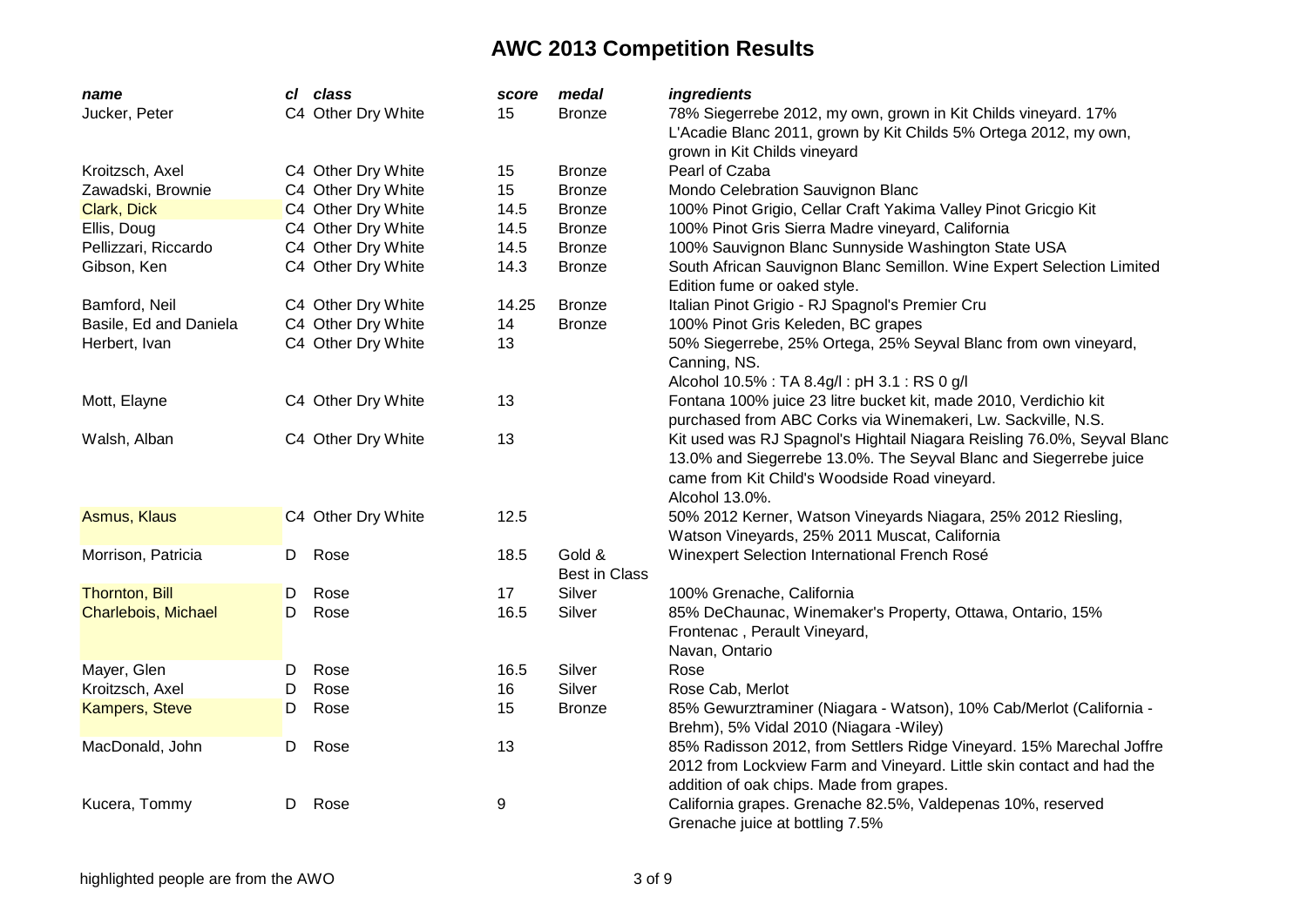# AWC 2013 Competition Results

| *name* | *cl* | *class* | *score* | *medal* | *ingredients* |
|---|---|---|---|---|---|
| Jucker, Peter | C4 | Other Dry White | 15 | Bronze | 78% Siegerrebe 2012, my own, grown in Kit Childs vineyard. 17% L'Acadie Blanc 2011, grown by Kit Childs 5% Ortega 2012, my own, grown in Kit Childs vineyard |
| Kroitzsch, Axel | C4 | Other Dry White | 15 | Bronze | Pearl of Czaba |
| Zawadski, Brownie | C4 | Other Dry White | 15 | Bronze | Mondo Celebration Sauvignon Blanc |
| Clark, Dick | C4 | Other Dry White | 14.5 | Bronze | 100% Pinot Grigio, Cellar Craft Yakima Valley Pinot Gricgio Kit |
| Ellis, Doug | C4 | Other Dry White | 14.5 | Bronze | 100% Pinot Gris Sierra Madre vineyard, California |
| Pellizzari, Riccardo | C4 | Other Dry White | 14.5 | Bronze | 100% Sauvignon Blanc Sunnyside Washington State USA |
| Gibson, Ken | C4 | Other Dry White | 14.3 | Bronze | South African Sauvignon Blanc Semillon. Wine Expert Selection Limited Edition fume or oaked style. |
| Bamford, Neil | C4 | Other Dry White | 14.25 | Bronze | Italian Pinot Grigio - RJ Spagnol's Premier Cru |
| Basile, Ed and Daniela | C4 | Other Dry White | 14 | Bronze | 100% Pinot Gris Keleden, BC grapes |
| Herbert, Ivan | C4 | Other Dry White | 13 | | 50% Siegerrebe, 25% Ortega, 25% Seyval Blanc from own vineyard, Canning, NS. Alcohol 10.5% : TA 8.4g/l : pH 3.1 : RS 0 g/l |
| Mott, Elayne | C4 | Other Dry White | 13 | | Fontana 100% juice 23 litre bucket kit, made 2010, Verdichio kit purchased from ABC Corks via Winemakeri, Lw. Sackville, N.S. |
| Walsh, Alban | C4 | Other Dry White | 13 | | Kit used was RJ Spagnol's Hightail Niagara Reisling 76.0%, Seyval Blanc 13.0% and Siegerrebe 13.0%. The Seyval Blanc and Siegerrebe juice came from Kit Child's Woodside Road vineyard. Alcohol 13.0%. |
| Asmus, Klaus | C4 | Other Dry White | 12.5 | | 50% 2012 Kerner, Watson Vineyards Niagara, 25% 2012 Riesling, Watson Vineyards, 25% 2011 Muscat, California |
| Morrison, Patricia | D | Rose | 18.5 | Gold & Best in Class | Winexpert Selection International French Rosé |
| Thornton, Bill | D | Rose | 17 | Silver | 100% Grenache, California |
| Charlebois, Michael | D | Rose | 16.5 | Silver | 85% DeChaunac, Winemaker's Property, Ottawa, Ontario, 15% Frontenac , Perault Vineyard, Navan, Ontario |
| Mayer, Glen | D | Rose | 16.5 | Silver | Rose |
| Kroitzsch, Axel | D | Rose | 16 | Silver | Rose Cab, Merlot |
| Kampers, Steve | D | Rose | 15 | Bronze | 85% Gewurztraminer (Niagara - Watson), 10% Cab/Merlot (California - Brehm), 5% Vidal 2010 (Niagara -Wiley) |
| MacDonald, John | D | Rose | 13 | | 85% Radisson 2012, from Settlers Ridge Vineyard. 15% Marechal Joffre 2012 from Lockview Farm and Vineyard. Little skin contact and had the addition of oak chips. Made from grapes. |
| Kucera, Tommy | D | Rose | 9 | | California grapes. Grenache 82.5%, Valdepenas 10%, reserved Grenache juice at bottling 7.5% |

highlighted people are from the AWO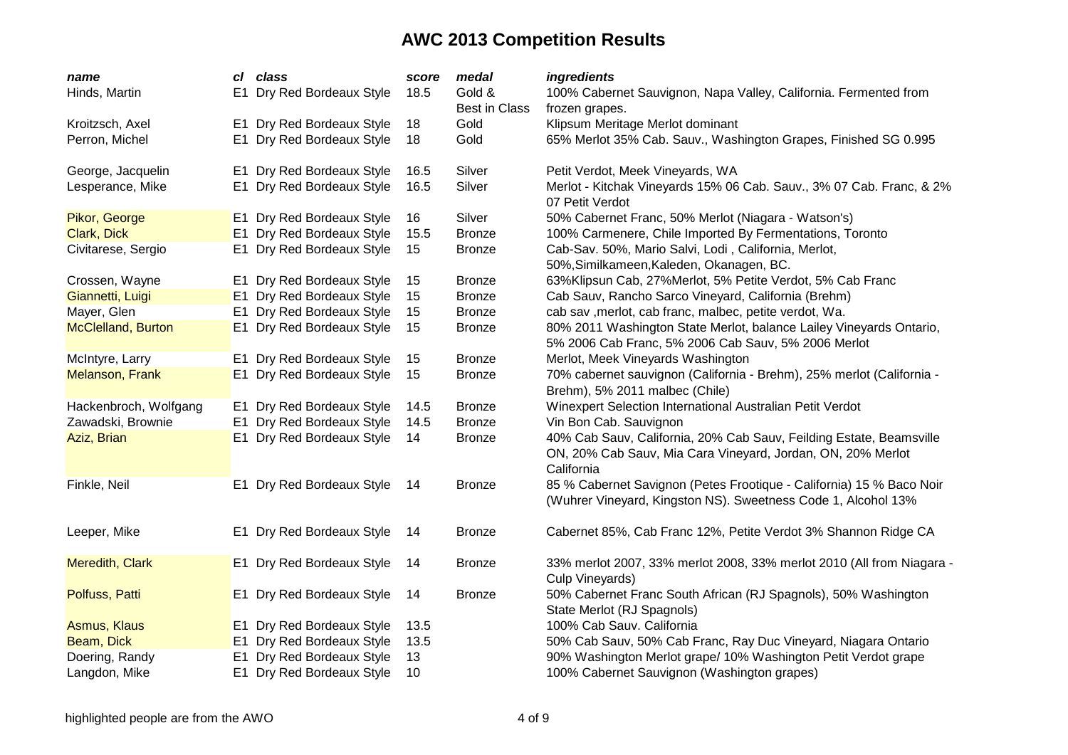# AWC 2013 Competition Results

| *name* | *cl* | *class* | *score* | *medal* | *ingredients* |
|---|---|---|---|---|---|
| Hinds, Martin | E1 | Dry Red Bordeaux Style | 18.5 | Gold & Best in Class | 100% Cabernet Sauvignon, Napa Valley, California. Fermented from frozen grapes. |
| Kroitzsch, Axel | E1 | Dry Red Bordeaux Style | 18 | Gold | Klipsum Meritage Merlot dominant |
| Perron, Michel | E1 | Dry Red Bordeaux Style | 18 | Gold | 65% Merlot 35% Cab. Sauv., Washington Grapes, Finished SG 0.995 |
| George, Jacquelin | E1 | Dry Red Bordeaux Style | 16.5 | Silver | Petit Verdot, Meek Vineyards, WA |
| Lesperance, Mike | E1 | Dry Red Bordeaux Style | 16.5 | Silver | Merlot - Kitchak Vineyards 15% 06 Cab. Sauv., 3% 07 Cab. Franc, & 2% 07 Petit Verdot |
| Pikor, George | E1 | Dry Red Bordeaux Style | 16 | Silver | 50% Cabernet Franc, 50% Merlot (Niagara - Watson's) |
| Clark, Dick | E1 | Dry Red Bordeaux Style | 15.5 | Bronze | 100% Carmenere, Chile Imported By Fermentations, Toronto |
| Civitarese, Sergio | E1 | Dry Red Bordeaux Style | 15 | Bronze | Cab-Sav. 50%, Mario Salvi, Lodi , California, Merlot, 50%,Similkameen,Kaleden, Okanagen, BC. |
| Crossen, Wayne | E1 | Dry Red Bordeaux Style | 15 | Bronze | 63%Klipsun Cab, 27%Merlot, 5% Petite Verdot, 5% Cab Franc |
| Giannetti, Luigi | E1 | Dry Red Bordeaux Style | 15 | Bronze | Cab Sauv, Rancho Sarco Vineyard, California (Brehm) |
| Mayer, Glen | E1 | Dry Red Bordeaux Style | 15 | Bronze | cab sav ,merlot, cab franc, malbec, petite verdot, Wa. |
| McClelland, Burton | E1 | Dry Red Bordeaux Style | 15 | Bronze | 80% 2011 Washington State Merlot, balance Lailey Vineyards Ontario, 5% 2006 Cab Franc, 5% 2006 Cab Sauv, 5% 2006 Merlot |
| McIntyre, Larry | E1 | Dry Red Bordeaux Style | 15 | Bronze | Merlot, Meek Vineyards Washington |
| Melanson, Frank | E1 | Dry Red Bordeaux Style | 15 | Bronze | 70% cabernet sauvignon (California - Brehm), 25% merlot (California - Brehm), 5% 2011 malbec (Chile) |
| Hackenbroch, Wolfgang | E1 | Dry Red Bordeaux Style | 14.5 | Bronze | Winexpert Selection International Australian Petit Verdot |
| Zawadski, Brownie | E1 | Dry Red Bordeaux Style | 14.5 | Bronze | Vin Bon Cab. Sauvignon |
| Aziz, Brian | E1 | Dry Red Bordeaux Style | 14 | Bronze | 40% Cab Sauv, California, 20% Cab Sauv, Feilding Estate, Beamsville ON, 20% Cab Sauv, Mia Cara Vineyard, Jordan, ON, 20% Merlot California |
| Finkle, Neil | E1 | Dry Red Bordeaux Style | 14 | Bronze | 85 % Cabernet Savignon (Petes Frootique - California) 15 % Baco Noir (Wuhrer Vineyard, Kingston NS). Sweetness Code 1, Alcohol 13% |
| Leeper, Mike | E1 | Dry Red Bordeaux Style | 14 | Bronze | Cabernet 85%, Cab Franc 12%, Petite Verdot 3% Shannon Ridge CA |
| Meredith, Clark | E1 | Dry Red Bordeaux Style | 14 | Bronze | 33% merlot 2007, 33% merlot 2008, 33% merlot 2010 (All from Niagara - Culp Vineyards) |
| Polfuss, Patti | E1 | Dry Red Bordeaux Style | 14 | Bronze | 50% Cabernet Franc South African (RJ Spagnols), 50% Washington State Merlot (RJ Spagnols) |
| Asmus, Klaus | E1 | Dry Red Bordeaux Style | 13.5 | | 100% Cab Sauv. California |
| Beam, Dick | E1 | Dry Red Bordeaux Style | 13.5 | | 50% Cab Sauv, 50% Cab Franc, Ray Duc Vineyard, Niagara Ontario |
| Doering, Randy | E1 | Dry Red Bordeaux Style | 13 | | 90% Washington Merlot grape/ 10% Washington Petit Verdot grape |
| Langdon, Mike | E1 | Dry Red Bordeaux Style | 10 | | 100% Cabernet Sauvignon (Washington grapes) |

highlighted people are from the AWO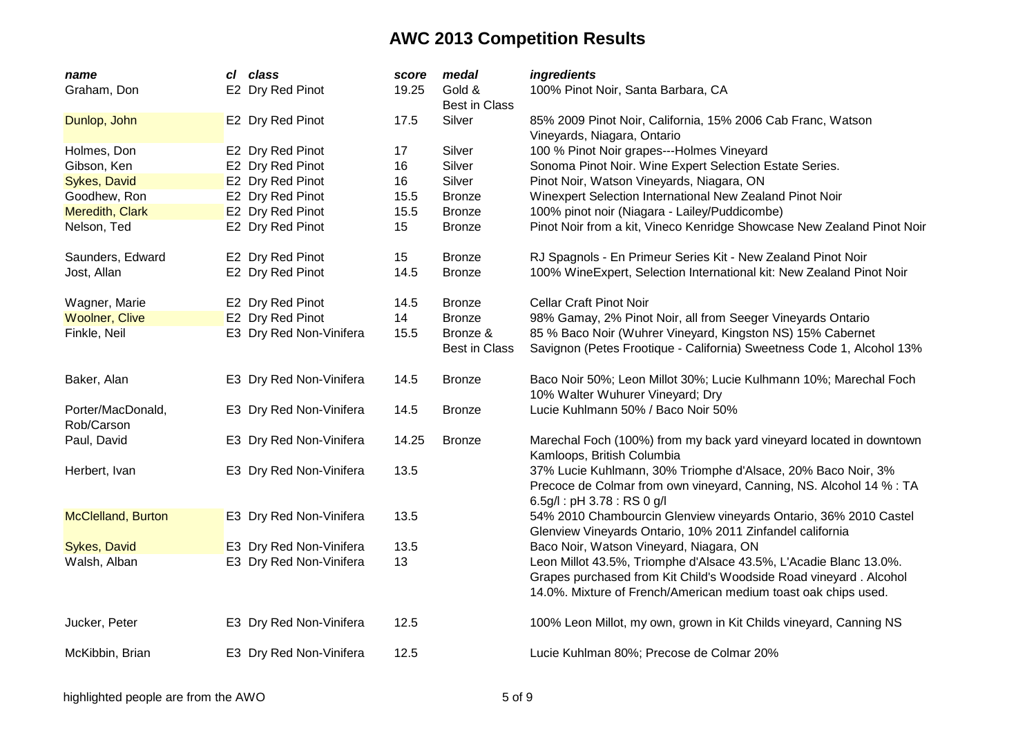# AWC 2013 Competition Results

| *name* | *cl* | *class* | *score* | *medal* | *ingredients* |
|---|---|---|---|---|---|
| Graham, Don | E2 | Dry Red Pinot | 19.25 | Gold & Best in Class | 100% Pinot Noir, Santa Barbara, CA |
| Dunlop, John | E2 | Dry Red Pinot | 17.5 | Silver | 85% 2009 Pinot Noir, California, 15% 2006 Cab Franc, Watson Vineyards, Niagara, Ontario |
| Holmes, Don | E2 | Dry Red Pinot | 17 | Silver | 100 % Pinot Noir grapes---Holmes Vineyard |
| Gibson, Ken | E2 | Dry Red Pinot | 16 | Silver | Sonoma Pinot Noir. Wine Expert Selection Estate Series. |
| Sykes, David | E2 | Dry Red Pinot | 16 | Silver | Pinot Noir, Watson Vineyards, Niagara, ON |
| Goodhew, Ron | E2 | Dry Red Pinot | 15.5 | Bronze | Winexpert Selection International New Zealand Pinot Noir |
| Meredith, Clark | E2 | Dry Red Pinot | 15.5 | Bronze | 100% pinot noir (Niagara - Lailey/Puddicombe) |
| Nelson, Ted | E2 | Dry Red Pinot | 15 | Bronze | Pinot Noir from a kit, Vineco Kenridge Showcase New Zealand Pinot Noir |
| Saunders, Edward | E2 | Dry Red Pinot | 15 | Bronze | RJ Spagnols - En Primeur Series Kit - New Zealand Pinot Noir |
| Jost, Allan | E2 | Dry Red Pinot | 14.5 | Bronze | 100% WineExpert, Selection International kit: New Zealand Pinot Noir |
| Wagner, Marie | E2 | Dry Red Pinot | 14.5 | Bronze | Cellar Craft Pinot Noir |
| Woolner, Clive | E2 | Dry Red Pinot | 14 | Bronze | 98% Gamay, 2% Pinot Noir, all from Seeger Vineyards Ontario |
| Finkle, Neil | E3 | Dry Red Non-Vinifera | 15.5 | Bronze & Best in Class | 85 % Baco Noir (Wuhrer Vineyard, Kingston NS) 15% Cabernet Savignon (Petes Frootique - California) Sweetness Code 1, Alcohol 13% |
| Baker, Alan | E3 | Dry Red Non-Vinifera | 14.5 | Bronze | Baco Noir 50%; Leon Millot 30%; Lucie Kulhmann 10%; Marechal Foch 10% Walter Wuhurer Vineyard; Dry |
| Porter/MacDonald, Rob/Carson | E3 | Dry Red Non-Vinifera | 14.5 | Bronze | Lucie Kuhlmann 50% / Baco Noir 50% |
| Paul, David | E3 | Dry Red Non-Vinifera | 14.25 | Bronze | Marechal Foch (100%) from my back yard vineyard located in downtown Kamloops, British Columbia |
| Herbert, Ivan | E3 | Dry Red Non-Vinifera | 13.5 | | 37% Lucie Kuhlmann, 30% Triomphe d'Alsace, 20% Baco Noir, 3% Precoce de Colmar from own vineyard, Canning, NS. Alcohol 14 % : TA 6.5g/l : pH 3.78 : RS 0 g/l |
| McClelland, Burton | E3 | Dry Red Non-Vinifera | 13.5 | | 54% 2010 Chambourcin Glenview vineyards Ontario, 36% 2010 Castel Glenview Vineyards Ontario, 10% 2011 Zinfandel california |
| Sykes, David | E3 | Dry Red Non-Vinifera | 13.5 | | Baco Noir, Watson Vineyard, Niagara, ON |
| Walsh, Alban | E3 | Dry Red Non-Vinifera | 13 | | Leon Millot 43.5%, Triomphe d'Alsace 43.5%, L'Acadie Blanc 13.0%. Grapes purchased from Kit Child's Woodside Road vineyard . Alcohol 14.0%. Mixture of French/American medium toast oak chips used. |
| Jucker, Peter | E3 | Dry Red Non-Vinifera | 12.5 | | 100% Leon Millot, my own, grown in Kit Childs vineyard, Canning NS |
| McKibbin, Brian | E3 | Dry Red Non-Vinifera | 12.5 | | Lucie Kuhlman 80%; Precose de Colmar 20% |

highlighted people are from the AWO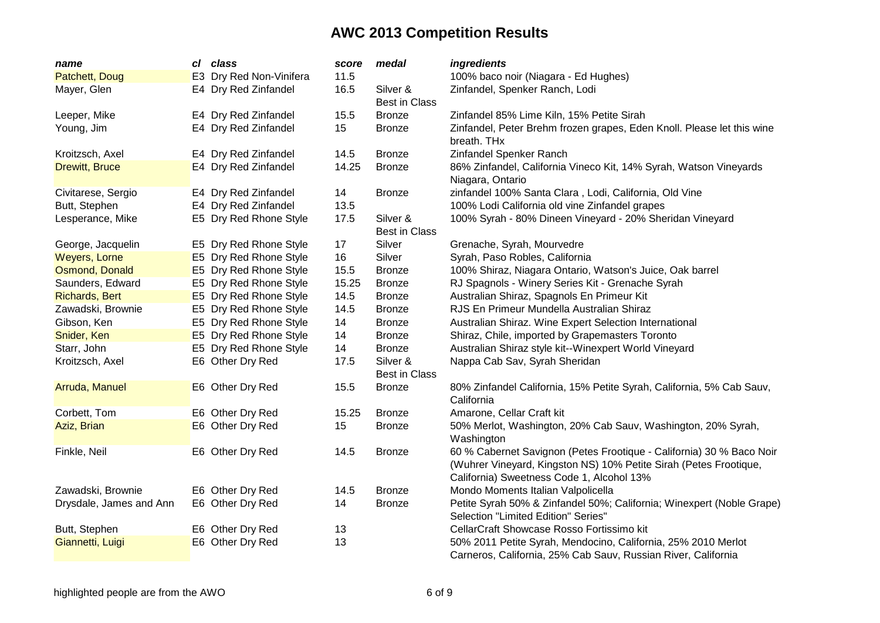# AWC 2013 Competition Results

| *name* | *cl* | *class* | *score* | *medal* | *ingredients* |
|---|---|---|---|---|---|
| Patchett, Doug | E3 | Dry Red Non-Vinifera | 11.5 | | 100% baco noir (Niagara - Ed Hughes) |
| Mayer, Glen | E4 | Dry Red Zinfandel | 16.5 | Silver & Best in Class | Zinfandel, Spenker Ranch, Lodi |
| Leeper, Mike | E4 | Dry Red Zinfandel | 15.5 | Bronze | Zinfandel 85% Lime Kiln, 15% Petite Sirah |
| Young, Jim | E4 | Dry Red Zinfandel | 15 | Bronze | Zinfandel, Peter Brehm frozen grapes, Eden Knoll. Please let this wine breath. THx |
| Kroitzsch, Axel | E4 | Dry Red Zinfandel | 14.5 | Bronze | Zinfandel Spenker Ranch |
| Drewitt, Bruce | E4 | Dry Red Zinfandel | 14.25 | Bronze | 86% Zinfandel, California Vineco Kit, 14% Syrah, Watson Vineyards Niagara, Ontario |
| Civitarese, Sergio | E4 | Dry Red Zinfandel | 14 | Bronze | zinfandel 100% Santa Clara , Lodi, California, Old Vine |
| Butt, Stephen | E4 | Dry Red Zinfandel | 13.5 | | 100% Lodi California old vine Zinfandel grapes |
| Lesperance, Mike | E5 | Dry Red Rhone Style | 17.5 | Silver & Best in Class | 100% Syrah - 80% Dineen Vineyard - 20% Sheridan Vineyard |
| George, Jacquelin | E5 | Dry Red Rhone Style | 17 | Silver | Grenache, Syrah, Mourvedre |
| Weyers, Lorne | E5 | Dry Red Rhone Style | 16 | Silver | Syrah, Paso Robles, California |
| Osmond, Donald | E5 | Dry Red Rhone Style | 15.5 | Bronze | 100% Shiraz, Niagara Ontario, Watson's Juice, Oak barrel |
| Saunders, Edward | E5 | Dry Red Rhone Style | 15.25 | Bronze | RJ Spagnols - Winery Series Kit - Grenache Syrah |
| Richards, Bert | E5 | Dry Red Rhone Style | 14.5 | Bronze | Australian Shiraz, Spagnols En Primeur Kit |
| Zawadski, Brownie | E5 | Dry Red Rhone Style | 14.5 | Bronze | RJS En Primeur Mundella Australian Shiraz |
| Gibson, Ken | E5 | Dry Red Rhone Style | 14 | Bronze | Australian Shiraz. Wine Expert Selection International |
| Snider, Ken | E5 | Dry Red Rhone Style | 14 | Bronze | Shiraz, Chile, imported by Grapemasters Toronto |
| Starr, John | E5 | Dry Red Rhone Style | 14 | Bronze | Australian Shiraz style kit--Winexpert World Vineyard |
| Kroitzsch, Axel | E6 | Other Dry Red | 17.5 | Silver & Best in Class | Nappa Cab Sav, Syrah Sheridan |
| Arruda, Manuel | E6 | Other Dry Red | 15.5 | Bronze | 80% Zinfandel California, 15% Petite Syrah, California, 5% Cab Sauv, California |
| Corbett, Tom | E6 | Other Dry Red | 15.25 | Bronze | Amarone, Cellar Craft kit |
| Aziz, Brian | E6 | Other Dry Red | 15 | Bronze | 50% Merlot, Washington, 20% Cab Sauv, Washington, 20% Syrah, Washington |
| Finkle, Neil | E6 | Other Dry Red | 14.5 | Bronze | 60 % Cabernet Savignon (Petes Frootique - California) 30 % Baco Noir (Wuhrer Vineyard, Kingston NS) 10% Petite Sirah (Petes Frootique, California) Sweetness Code 1, Alcohol 13% |
| Zawadski, Brownie | E6 | Other Dry Red | 14.5 | Bronze | Mondo Moments Italian Valpolicella |
| Drysdale, James and Ann | E6 | Other Dry Red | 14 | Bronze | Petite Syrah 50% & Zinfandel 50%; California; Winexpert (Noble Grape) Selection "Limited Edition" Series" |
| Butt, Stephen | E6 | Other Dry Red | 13 | | CellarCraft Showcase Rosso Fortissimo kit |
| Giannetti, Luigi | E6 | Other Dry Red | 13 | | 50% 2011 Petite Syrah, Mendocino, California, 25% 2010 Merlot Carneros, California, 25% Cab Sauv, Russian River, California |

highlighted people are from the AWO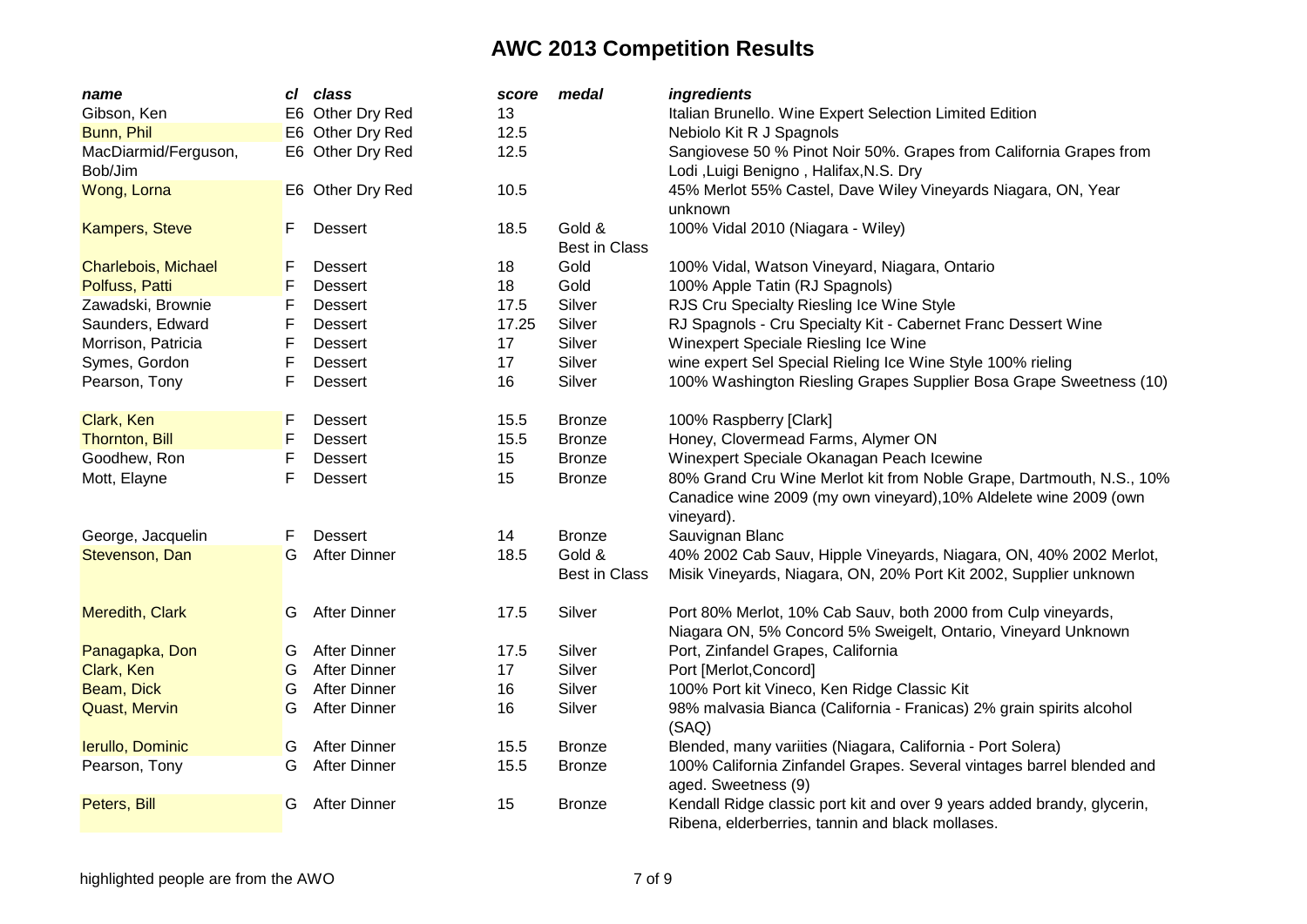# AWC 2013 Competition Results

| *name* | *cl* | *class* | *score* | *medal* | *ingredients* |
|---|---|---|---|---|---|
| Gibson, Ken | E6 | Other Dry Red | 13 | | Italian Brunello. Wine Expert Selection Limited Edition |
| Bunn, Phil | E6 | Other Dry Red | 12.5 | | Nebiolo Kit R J Spagnols |
| MacDiarmid/Ferguson, Bob/Jim | E6 | Other Dry Red | 12.5 | | Sangiovese 50 % Pinot Noir 50%. Grapes from California Grapes from Lodi ,Luigi Benigno , Halifax,N.S. Dry |
| Wong, Lorna | E6 | Other Dry Red | 10.5 | | 45% Merlot 55% Castel, Dave Wiley Vineyards Niagara, ON, Year unknown |
| Kampers, Steve | F | Dessert | 18.5 | Gold & Best in Class | 100% Vidal 2010 (Niagara - Wiley) |
| Charlebois, Michael | F | Dessert | 18 | Gold | 100% Vidal, Watson Vineyard, Niagara, Ontario |
| Polfuss, Patti | F | Dessert | 18 | Gold | 100% Apple Tatin (RJ Spagnols) |
| Zawadski, Brownie | F | Dessert | 17.5 | Silver | RJS Cru Specialty Riesling Ice Wine Style |
| Saunders, Edward | F | Dessert | 17.25 | Silver | RJ Spagnols - Cru Specialty Kit - Cabernet Franc Dessert Wine |
| Morrison, Patricia | F | Dessert | 17 | Silver | Winexpert Speciale Riesling Ice Wine |
| Symes, Gordon | F | Dessert | 17 | Silver | wine expert Sel Special Rieling Ice Wine Style 100% rieling |
| Pearson, Tony | F | Dessert | 16 | Silver | 100% Washington Riesling Grapes Supplier Bosa Grape Sweetness (10) |
| Clark, Ken | F | Dessert | 15.5 | Bronze | 100% Raspberry [Clark] |
| Thornton, Bill | F | Dessert | 15.5 | Bronze | Honey, Clovermead Farms, Alymer ON |
| Goodhew, Ron | F | Dessert | 15 | Bronze | Winexpert Speciale Okanagan Peach Icewine |
| Mott, Elayne | F | Dessert | 15 | Bronze | 80% Grand Cru Wine Merlot kit from Noble Grape, Dartmouth, N.S., 10% Canadice wine 2009 (my own vineyard),10% Aldelete wine 2009 (own vineyard). |
| George, Jacquelin | F | Dessert | 14 | Bronze | Sauvignan Blanc |
| Stevenson, Dan | G | After Dinner | 18.5 | Gold & Best in Class | 40% 2002 Cab Sauv, Hipple Vineyards, Niagara, ON, 40% 2002 Merlot, Misik Vineyards, Niagara, ON, 20% Port Kit 2002, Supplier unknown |
| Meredith, Clark | G | After Dinner | 17.5 | Silver | Port 80% Merlot, 10% Cab Sauv, both 2000 from Culp vineyards, Niagara ON, 5% Concord 5% Sweigelt, Ontario, Vineyard Unknown |
| Panagapka, Don | G | After Dinner | 17.5 | Silver | Port, Zinfandel Grapes, California |
| Clark, Ken | G | After Dinner | 17 | Silver | Port [Merlot,Concord] |
| Beam, Dick | G | After Dinner | 16 | Silver | 100% Port kit Vineco, Ken Ridge Classic Kit |
| Quast, Mervin | G | After Dinner | 16 | Silver | 98% malvasia Bianca (California - Franicas) 2% grain spirits alcohol (SAQ) |
| Ierullo, Dominic | G | After Dinner | 15.5 | Bronze | Blended, many variities (Niagara, California - Port Solera) |
| Pearson, Tony | G | After Dinner | 15.5 | Bronze | 100% California Zinfandel Grapes. Several vintages barrel blended and aged. Sweetness (9) |
| Peters, Bill | G | After Dinner | 15 | Bronze | Kendall Ridge classic port kit and over 9 years added brandy, glycerin, Ribena, elderberries, tannin and black mollases. |

highlighted people are from the AWO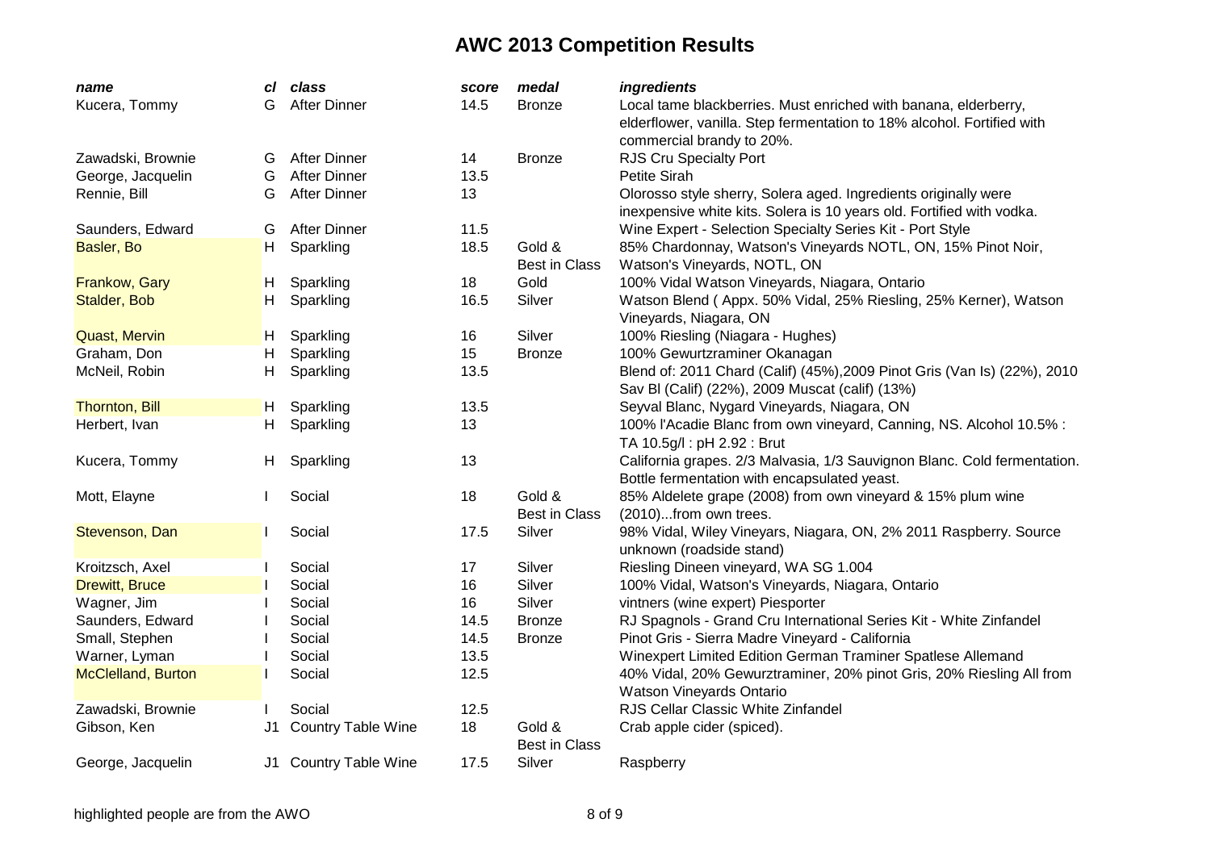# AWC 2013 Competition Results

| *name* | *cl* | *class* | *score* | *medal* | *ingredients* |
|---|---|---|---|---|---|
| Kucera, Tommy | G | After Dinner | 14.5 | Bronze | Local tame blackberries. Must enriched with banana, elderberry, elderflower, vanilla. Step fermentation to 18% alcohol. Fortified with commercial brandy to 20%. |
| Zawadski, Brownie | G | After Dinner | 14 | Bronze | RJS Cru Specialty Port |
| George, Jacquelin | G | After Dinner | 13.5 | | Petite Sirah |
| Rennie, Bill | G | After Dinner | 13 | | Olorosso style sherry, Solera aged. Ingredients originally were inexpensive white kits. Solera is 10 years old. Fortified with vodka. |
| Saunders, Edward | G | After Dinner | 11.5 | | Wine Expert - Selection Specialty Series Kit - Port Style |
| Basler, Bo | H | Sparkling | 18.5 | Gold & Best in Class | 85% Chardonnay, Watson's Vineyards NOTL, ON, 15% Pinot Noir, Watson's Vineyards, NOTL, ON |
| Frankow, Gary | H | Sparkling | 18 | Gold | 100% Vidal Watson Vineyards, Niagara, Ontario |
| Stalder, Bob | H | Sparkling | 16.5 | Silver | Watson Blend ( Appx. 50% Vidal, 25% Riesling, 25% Kerner), Watson Vineyards, Niagara, ON |
| Quast, Mervin | H | Sparkling | 16 | Silver | 100% Riesling (Niagara - Hughes) |
| Graham, Don | H | Sparkling | 15 | Bronze | 100% Gewurtzraminer Okanagan |
| McNeil, Robin | H | Sparkling | 13.5 | | Blend of: 2011 Chard (Calif) (45%),2009 Pinot Gris (Van Is) (22%), 2010 Sav Bl (Calif) (22%), 2009 Muscat (calif) (13%) |
| Thornton, Bill | H | Sparkling | 13.5 | | Seyval Blanc, Nygard Vineyards, Niagara, ON |
| Herbert, Ivan | H | Sparkling | 13 | | 100% l'Acadie Blanc from own vineyard, Canning, NS. Alcohol 10.5% : TA 10.5g/l : pH 2.92 : Brut |
| Kucera, Tommy | H | Sparkling | 13 | | California grapes. 2/3 Malvasia, 1/3 Sauvignon Blanc. Cold fermentation. Bottle fermentation with encapsulated yeast. |
| Mott, Elayne | I | Social | 18 | Gold & Best in Class | 85% Aldelete grape (2008) from own vineyard & 15% plum wine (2010)...from own trees. |
| Stevenson, Dan | I | Social | 17.5 | Silver | 98% Vidal, Wiley Vineyars, Niagara, ON, 2% 2011 Raspberry. Source unknown (roadside stand) |
| Kroitzsch, Axel | I | Social | 17 | Silver | Riesling Dineen vineyard, WA SG 1.004 |
| Drewitt, Bruce | I | Social | 16 | Silver | 100% Vidal, Watson's Vineyards, Niagara, Ontario |
| Wagner, Jim | I | Social | 16 | Silver | vintners (wine expert) Piesporter |
| Saunders, Edward | I | Social | 14.5 | Bronze | RJ Spagnols - Grand Cru International Series Kit - White Zinfandel |
| Small, Stephen | I | Social | 14.5 | Bronze | Pinot Gris - Sierra Madre Vineyard - California |
| Warner, Lyman | I | Social | 13.5 | | Winexpert Limited Edition German Traminer Spatlese Allemand |
| McClelland, Burton | I | Social | 12.5 | | 40% Vidal, 20% Gewurztraminer, 20% pinot Gris, 20% Riesling All from Watson Vineyards Ontario |
| Zawadski, Brownie | I | Social | 12.5 | | RJS Cellar Classic White Zinfandel |
| Gibson, Ken | J1 | Country Table Wine | 18 | Gold & Best in Class | Crab apple cider (spiced). |
| George, Jacquelin | J1 | Country Table Wine | 17.5 | Silver | Raspberry |

highlighted people are from the AWO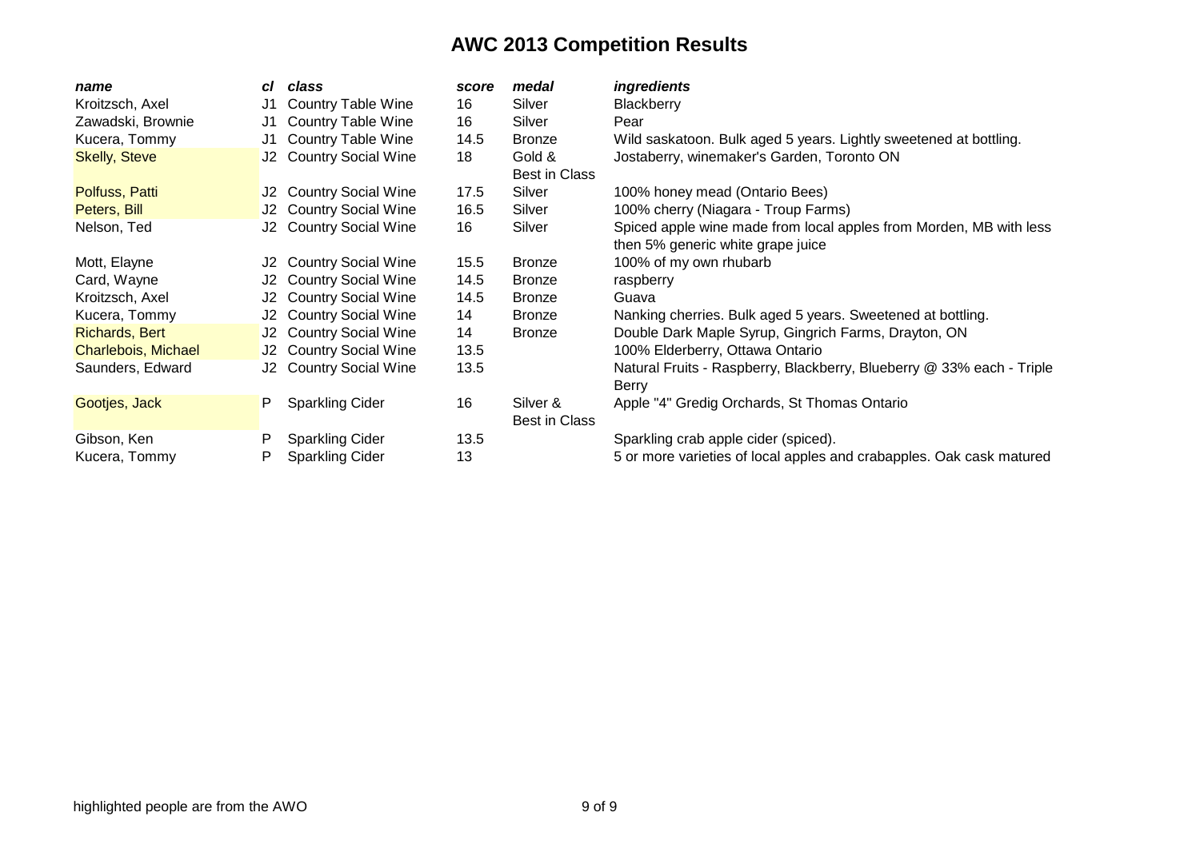# AWC 2013 Competition Results

| ***name*** | ***cl*** | ***class*** | ***score*** | ***medal*** | ***ingredients*** |
|---|---|---|---|---|---|
| Kroitzsch, Axel | J1 | Country Table Wine | 16 | Silver | Blackberry |
| Zawadski, Brownie | J1 | Country Table Wine | 16 | Silver | Pear |
| Kucera, Tommy | J1 | Country Table Wine | 14.5 | Bronze | Wild saskatoon. Bulk aged 5 years. Lightly sweetened at bottling. |
| Skelly, Steve | J2 | Country Social Wine | 18 | Gold & Best in Class | Jostaberry, winemaker's Garden, Toronto ON |
| Polfuss, Patti | J2 | Country Social Wine | 17.5 | Silver | 100% honey mead (Ontario Bees) |
| Peters, Bill | J2 | Country Social Wine | 16.5 | Silver | 100% cherry (Niagara - Troup Farms) |
| Nelson, Ted | J2 | Country Social Wine | 16 | Silver | Spiced apple wine made from local apples from Morden, MB with less then 5% generic white grape juice |
| Mott, Elayne | J2 | Country Social Wine | 15.5 | Bronze | 100% of my own rhubarb |
| Card, Wayne | J2 | Country Social Wine | 14.5 | Bronze | raspberry |
| Kroitzsch, Axel | J2 | Country Social Wine | 14.5 | Bronze | Guava |
| Kucera, Tommy | J2 | Country Social Wine | 14 | Bronze | Nanking cherries. Bulk aged 5 years. Sweetened at bottling. |
| Richards, Bert | J2 | Country Social Wine | 14 | Bronze | Double Dark Maple Syrup, Gingrich Farms, Drayton, ON |
| Charlebois, Michael | J2 | Country Social Wine | 13.5 | | 100% Elderberry, Ottawa Ontario |
| Saunders, Edward | J2 | Country Social Wine | 13.5 | | Natural Fruits - Raspberry, Blackberry, Blueberry @ 33% each - Triple Berry |
| Gootjes, Jack | P | Sparkling Cider | 16 | Silver & Best in Class | Apple "4" Gredig Orchards, St Thomas Ontario |
| Gibson, Ken | P | Sparkling Cider | 13.5 | | Sparkling crab apple cider (spiced). |
| Kucera, Tommy | P | Sparkling Cider | 13 | | 5 or more varieties of local apples and crabapples. Oak cask matured |

highlighted people are from the AWO